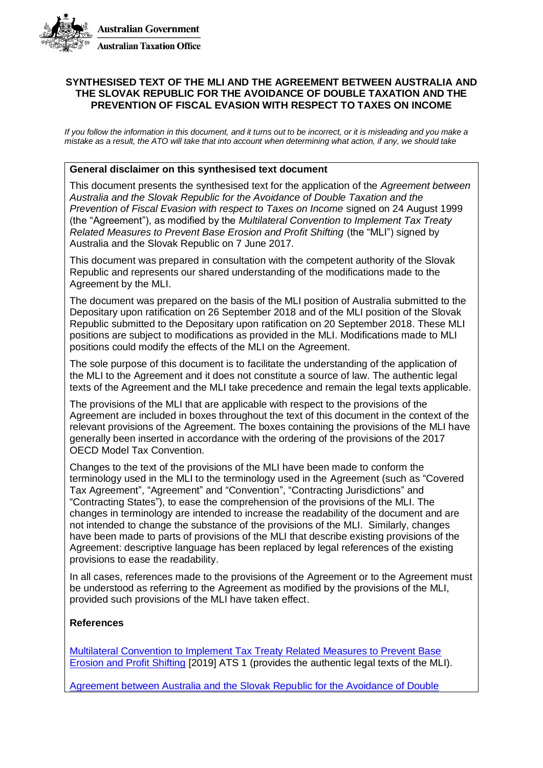Australian Government

Australian Taxation Office

## SYNTHESISED TEXT OF THE MLI AND THE AGREEMENT BETWEEN AUSTRALIA AND THE SLOVAK REPUBLIC FOR THE AVOIDANCE OF DOUBLE TAXATION AND THE PREVENTION OF FISCAL EVASION WITH RESPECT TO TAXES ON INCOME

*If you follow the information in this document, and it turns out to be incorrect, or it is misleading and you make a mistake as a result, the ATO will take that into account when determining what action, if any, we should take*

**General disclaimer on this synthesised text document**

This document presents the synthesised text for the application of the *Agreement between Australia and the Slovak Republic for the Avoidance of Double Taxation and the Prevention of Fiscal Evasion with respect to Taxes on Income* signed on 24 August 1999 (the "Agreement"), as modified by the *Multilateral Convention to Implement Tax Treaty Related Measures to Prevent Base Erosion and Profit Shifting* (the "MLI") signed by Australia and the Slovak Republic on 7 June 2017.

This document was prepared in consultation with the competent authority of the Slovak Republic and represents our shared understanding of the modifications made to the Agreement by the MLI.

The document was prepared on the basis of the MLI position of Australia submitted to the Depositary upon ratification on 26 September 2018 and of the MLI position of the Slovak Republic submitted to the Depositary upon ratification on 20 September 2018. These MLI positions are subject to modifications as provided in the MLI. Modifications made to MLI positions could modify the effects of the MLI on the Agreement.

The sole purpose of this document is to facilitate the understanding of the application of the MLI to the Agreement and it does not constitute a source of law. The authentic legal texts of the Agreement and the MLI take precedence and remain the legal texts applicable.

The provisions of the MLI that are applicable with respect to the provisions of the Agreement are included in boxes throughout the text of this document in the context of the relevant provisions of the Agreement. The boxes containing the provisions of the MLI have generally been inserted in accordance with the ordering of the provisions of the 2017 OECD Model Tax Convention.

Changes to the text of the provisions of the MLI have been made to conform the terminology used in the MLI to the terminology used in the Agreement (such as "Covered Tax Agreement", "Agreement" and "Convention", "Contracting Jurisdictions" and "Contracting States"), to ease the comprehension of the provisions of the MLI. The changes in terminology are intended to increase the readability of the document and are not intended to change the substance of the provisions of the MLI. Similarly, changes have been made to parts of provisions of the MLI that describe existing provisions of the Agreement: descriptive language has been replaced by legal references of the existing provisions to ease the readability.

In all cases, references made to the provisions of the Agreement or to the Agreement must be understood as referring to the Agreement as modified by the provisions of the MLI, provided such provisions of the MLI have taken effect.

**References**

Multilateral Convention to Implement Tax Treaty Related Measures to Prevent Base Erosion and Profit Shifting [2019] ATS 1 (provides the authentic legal texts of the MLI).

Agreement between Australia and the Slovak Republic for the Avoidance of Double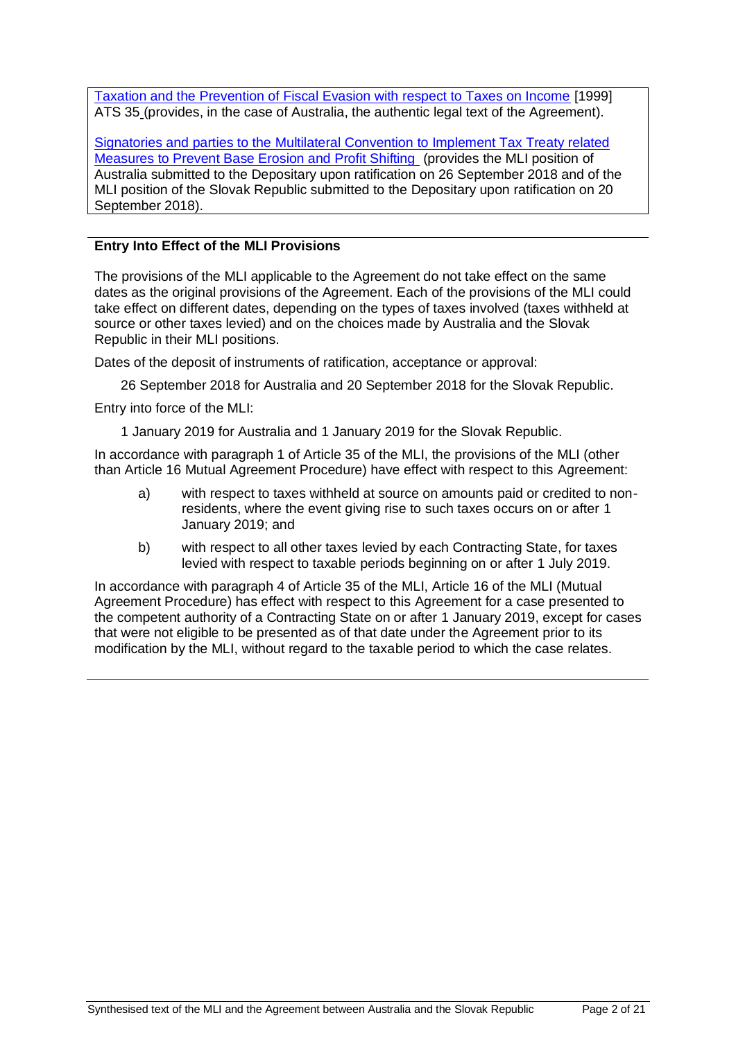Taxation and the Prevention of Fiscal Evasion with respect to Taxes on Income [1999] ATS 35 (provides, in the case of Australia, the authentic legal text of the Agreement).

Signatories and parties to the Multilateral Convention to Implement Tax Treaty related Measures to Prevent Base Erosion and Profit Shifting (provides the MLI position of Australia submitted to the Depositary upon ratification on 26 September 2018 and of the MLI position of the Slovak Republic submitted to the Depositary upon ratification on 20 September 2018).

**Entry Into Effect of the MLI Provisions**

The provisions of the MLI applicable to the Agreement do not take effect on the same dates as the original provisions of the Agreement. Each of the provisions of the MLI could take effect on different dates, depending on the types of taxes involved (taxes withheld at source or other taxes levied) and on the choices made by Australia and the Slovak Republic in their MLI positions.

Dates of the deposit of instruments of ratification, acceptance or approval:

26 September 2018 for Australia and 20 September 2018 for the Slovak Republic.

Entry into force of the MLI:

1 January 2019 for Australia and 1 January 2019 for the Slovak Republic.

In accordance with paragraph 1 of Article 35 of the MLI, the provisions of the MLI (other than Article 16 Mutual Agreement Procedure) have effect with respect to this Agreement:

a) with respect to taxes withheld at source on amounts paid or credited to non-residents, where the event giving rise to such taxes occurs on or after 1 January 2019; and

b) with respect to all other taxes levied by each Contracting State, for taxes levied with respect to taxable periods beginning on or after 1 July 2019.

In accordance with paragraph 4 of Article 35 of the MLI, Article 16 of the MLI (Mutual Agreement Procedure) has effect with respect to this Agreement for a case presented to the competent authority of a Contracting State on or after 1 January 2019, except for cases that were not eligible to be presented as of that date under the Agreement prior to its modification by the MLI, without regard to the taxable period to which the case relates.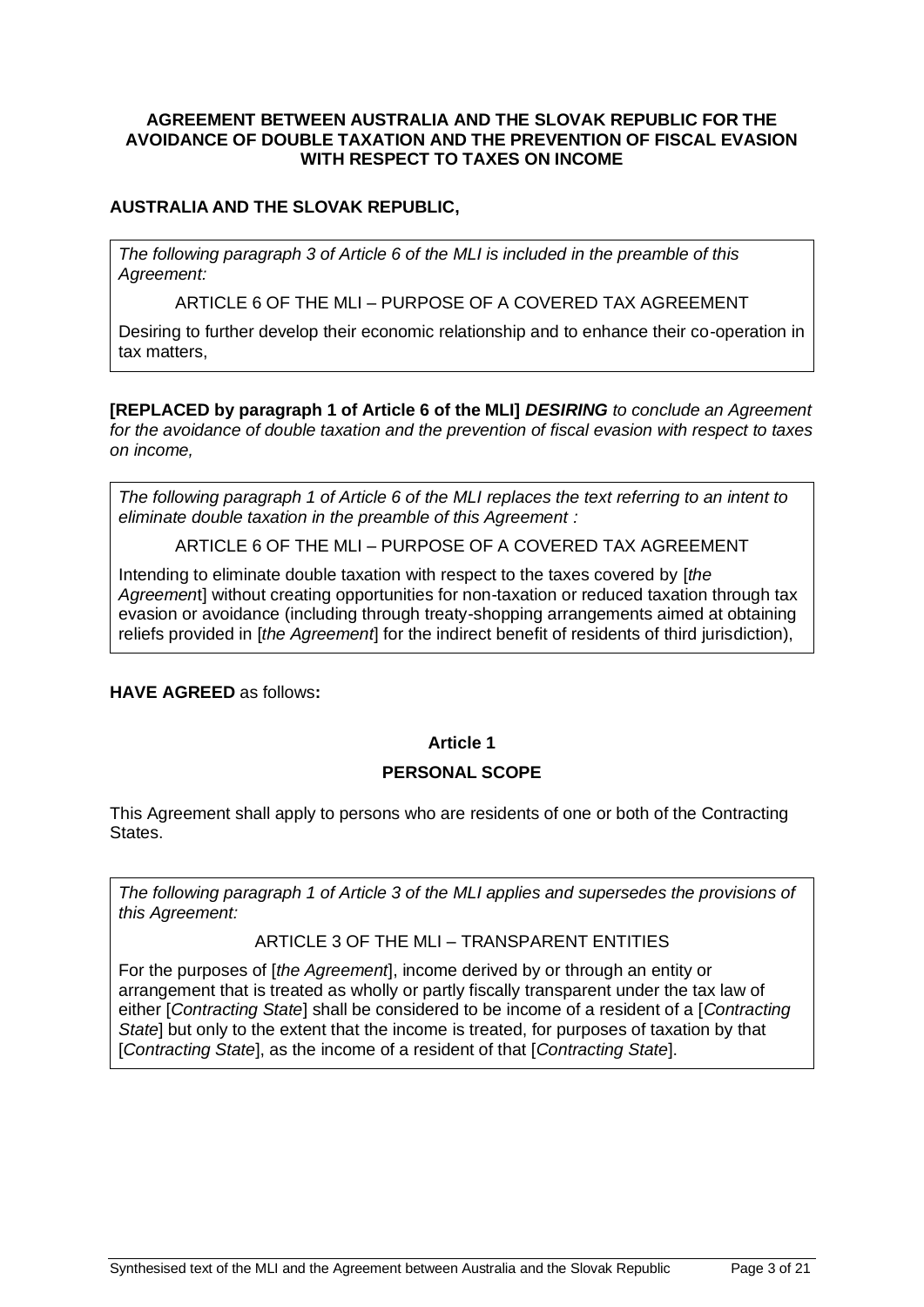**AGREEMENT BETWEEN AUSTRALIA AND THE SLOVAK REPUBLIC FOR THE AVOIDANCE OF DOUBLE TAXATION AND THE PREVENTION OF FISCAL EVASION WITH RESPECT TO TAXES ON INCOME**

**AUSTRALIA AND THE SLOVAK REPUBLIC,**

> *The following paragraph 3 of Article 6 of the MLI is included in the preamble of this Agreement:*
>
> ARTICLE 6 OF THE MLI – PURPOSE OF A COVERED TAX AGREEMENT
>
> Desiring to further develop their economic relationship and to enhance their co-operation in tax matters,

**[REPLACED by paragraph 1 of Article 6 of the MLI]** ***DESIRING*** *to conclude an Agreement for the avoidance of double taxation and the prevention of fiscal evasion with respect to taxes on income,*

> *The following paragraph 1 of Article 6 of the MLI replaces the text referring to an intent to eliminate double taxation in the preamble of this Agreement :*
>
> ARTICLE 6 OF THE MLI – PURPOSE OF A COVERED TAX AGREEMENT
>
> Intending to eliminate double taxation with respect to the taxes covered by [*the Agreement*] without creating opportunities for non-taxation or reduced taxation through tax evasion or avoidance (including through treaty-shopping arrangements aimed at obtaining reliefs provided in [*the Agreement*] for the indirect benefit of residents of third jurisdiction),

**HAVE AGREED** as follows**:**

## Article 1

## PERSONAL SCOPE

This Agreement shall apply to persons who are residents of one or both of the Contracting States.

> *The following paragraph 1 of Article 3 of the MLI applies and supersedes the provisions of this Agreement:*
>
> ARTICLE 3 OF THE MLI – TRANSPARENT ENTITIES
>
> For the purposes of [*the Agreement*], income derived by or through an entity or arrangement that is treated as wholly or partly fiscally transparent under the tax law of either [*Contracting State*] shall be considered to be income of a resident of a [*Contracting State*] but only to the extent that the income is treated, for purposes of taxation by that [*Contracting State*], as the income of a resident of that [*Contracting State*].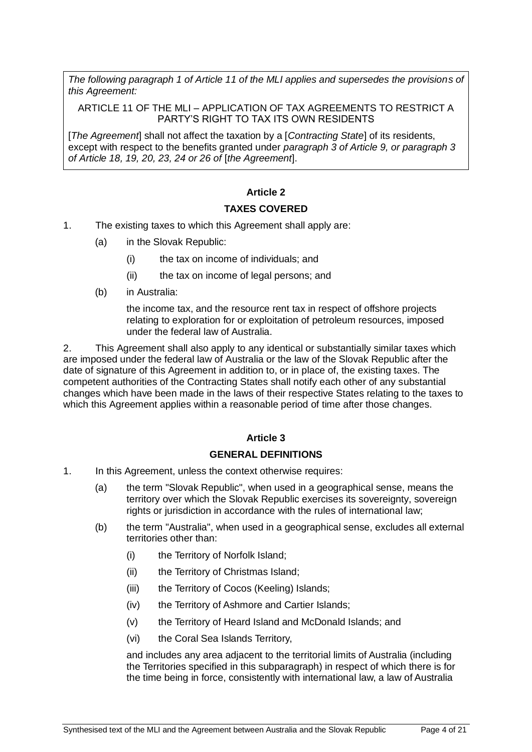*The following paragraph 1 of Article 11 of the MLI applies and supersedes the provisions of this Agreement:*

ARTICLE 11 OF THE MLI – APPLICATION OF TAX AGREEMENTS TO RESTRICT A PARTY'S RIGHT TO TAX ITS OWN RESIDENTS

[*The Agreement*] shall not affect the taxation by a [*Contracting State*] of its residents, except with respect to the benefits granted under *paragraph 3 of Article 9, or paragraph 3 of Article 18, 19, 20, 23, 24 or 26 of* [*the Agreement*].

### Article 2

### TAXES COVERED

1. The existing taxes to which this Agreement shall apply are:

   (a) in the Slovak Republic:

      (i) the tax on income of individuals; and

      (ii) the tax on income of legal persons; and

   (b) in Australia:

      the income tax, and the resource rent tax in respect of offshore projects relating to exploration for or exploitation of petroleum resources, imposed under the federal law of Australia.

2. This Agreement shall also apply to any identical or substantially similar taxes which are imposed under the federal law of Australia or the law of the Slovak Republic after the date of signature of this Agreement in addition to, or in place of, the existing taxes. The competent authorities of the Contracting States shall notify each other of any substantial changes which have been made in the laws of their respective States relating to the taxes to which this Agreement applies within a reasonable period of time after those changes.

### Article 3

### GENERAL DEFINITIONS

1. In this Agreement, unless the context otherwise requires:

   (a) the term "Slovak Republic", when used in a geographical sense, means the territory over which the Slovak Republic exercises its sovereignty, sovereign rights or jurisdiction in accordance with the rules of international law;

   (b) the term "Australia", when used in a geographical sense, excludes all external territories other than:

      (i) the Territory of Norfolk Island;

      (ii) the Territory of Christmas Island;

      (iii) the Territory of Cocos (Keeling) Islands;

      (iv) the Territory of Ashmore and Cartier Islands;

      (v) the Territory of Heard Island and McDonald Islands; and

      (vi) the Coral Sea Islands Territory,

      and includes any area adjacent to the territorial limits of Australia (including the Territories specified in this subparagraph) in respect of which there is for the time being in force, consistently with international law, a law of Australia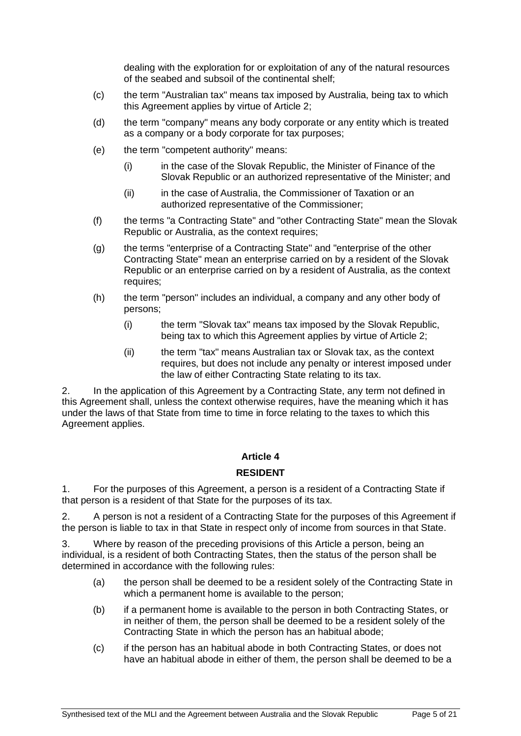dealing with the exploration for or exploitation of any of the natural resources of the seabed and subsoil of the continental shelf;

(c) the term "Australian tax" means tax imposed by Australia, being tax to which this Agreement applies by virtue of Article 2;

(d) the term "company" means any body corporate or any entity which is treated as a company or a body corporate for tax purposes;

(e) the term "competent authority" means:

  (i) in the case of the Slovak Republic, the Minister of Finance of the Slovak Republic or an authorized representative of the Minister; and

  (ii) in the case of Australia, the Commissioner of Taxation or an authorized representative of the Commissioner;

(f) the terms "a Contracting State" and "other Contracting State" mean the Slovak Republic or Australia, as the context requires;

(g) the terms "enterprise of a Contracting State" and "enterprise of the other Contracting State" mean an enterprise carried on by a resident of the Slovak Republic or an enterprise carried on by a resident of Australia, as the context requires;

(h) the term "person" includes an individual, a company and any other body of persons;

  (i) the term "Slovak tax" means tax imposed by the Slovak Republic, being tax to which this Agreement applies by virtue of Article 2;

  (ii) the term "tax" means Australian tax or Slovak tax, as the context requires, but does not include any penalty or interest imposed under the law of either Contracting State relating to its tax.

2. In the application of this Agreement by a Contracting State, any term not defined in this Agreement shall, unless the context otherwise requires, have the meaning which it has under the laws of that State from time to time in force relating to the taxes to which this Agreement applies.

## Article 4

## RESIDENT

1. For the purposes of this Agreement, a person is a resident of a Contracting State if that person is a resident of that State for the purposes of its tax.

2. A person is not a resident of a Contracting State for the purposes of this Agreement if the person is liable to tax in that State in respect only of income from sources in that State.

3. Where by reason of the preceding provisions of this Article a person, being an individual, is a resident of both Contracting States, then the status of the person shall be determined in accordance with the following rules:

(a) the person shall be deemed to be a resident solely of the Contracting State in which a permanent home is available to the person;

(b) if a permanent home is available to the person in both Contracting States, or in neither of them, the person shall be deemed to be a resident solely of the Contracting State in which the person has an habitual abode;

(c) if the person has an habitual abode in both Contracting States, or does not have an habitual abode in either of them, the person shall be deemed to be a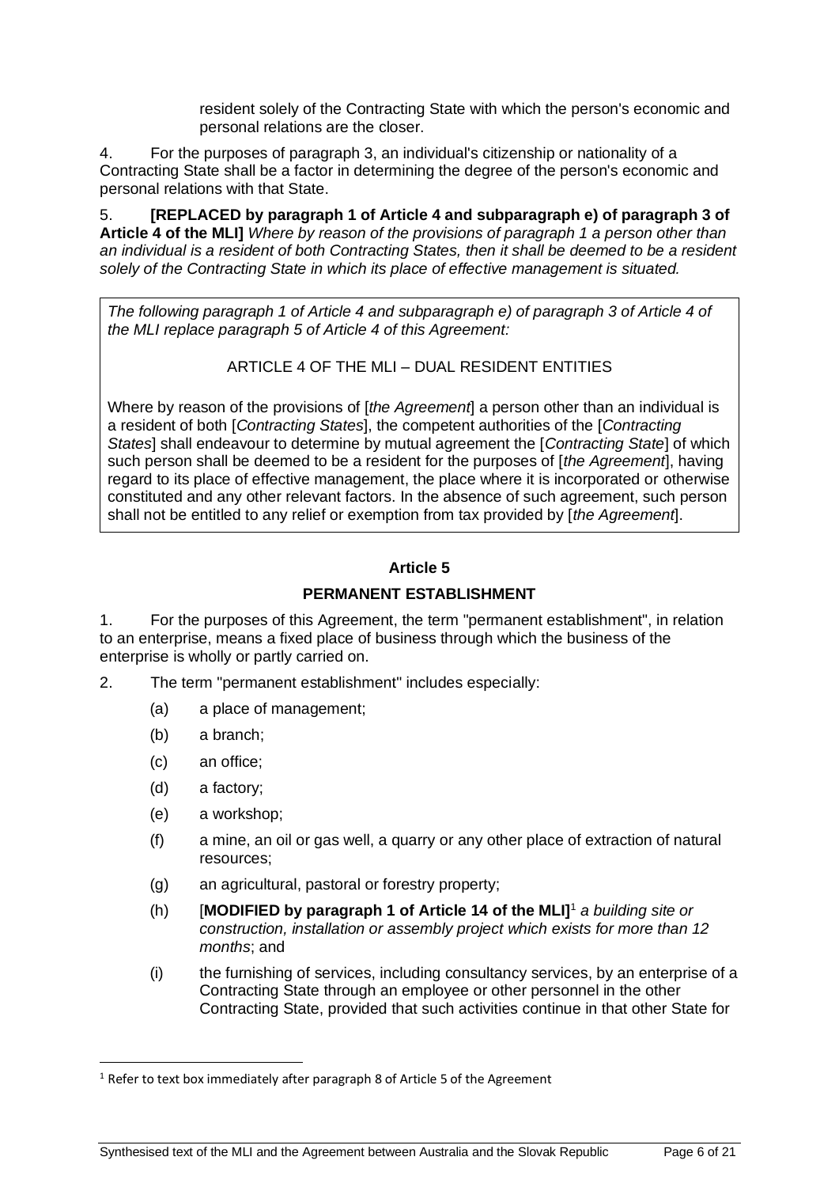resident solely of the Contracting State with which the person's economic and personal relations are the closer.

4. For the purposes of paragraph 3, an individual's citizenship or nationality of a Contracting State shall be a factor in determining the degree of the person's economic and personal relations with that State.

5. **[REPLACED by paragraph 1 of Article 4 and subparagraph e) of paragraph 3 of Article 4 of the MLI]** *Where by reason of the provisions of paragraph 1 a person other than an individual is a resident of both Contracting States, then it shall be deemed to be a resident solely of the Contracting State in which its place of effective management is situated.*

> *The following paragraph 1 of Article 4 and subparagraph e) of paragraph 3 of Article 4 of the MLI replace paragraph 5 of Article 4 of this Agreement:*
>
> ARTICLE 4 OF THE MLI – DUAL RESIDENT ENTITIES
>
> Where by reason of the provisions of [*the Agreement*] a person other than an individual is a resident of both [*Contracting States*], the competent authorities of the [*Contracting States*] shall endeavour to determine by mutual agreement the [*Contracting State*] of which such person shall be deemed to be a resident for the purposes of [*the Agreement*], having regard to its place of effective management, the place where it is incorporated or otherwise constituted and any other relevant factors. In the absence of such agreement, such person shall not be entitled to any relief or exemption from tax provided by [*the Agreement*].

## Article 5

## PERMANENT ESTABLISHMENT

1. For the purposes of this Agreement, the term "permanent establishment", in relation to an enterprise, means a fixed place of business through which the business of the enterprise is wholly or partly carried on.

2. The term "permanent establishment" includes especially:

   (a) a place of management;

   (b) a branch;

   (c) an office;

   (d) a factory;

   (e) a workshop;

   (f) a mine, an oil or gas well, a quarry or any other place of extraction of natural resources;

   (g) an agricultural, pastoral or forestry property;

   (h) [**MODIFIED by paragraph 1 of Article 14 of the MLI**][1] *a building site or construction, installation or assembly project which exists for more than 12 months*; and

   (i) the furnishing of services, including consultancy services, by an enterprise of a Contracting State through an employee or other personnel in the other Contracting State, provided that such activities continue in that other State for

[1] Refer to text box immediately after paragraph 8 of Article 5 of the Agreement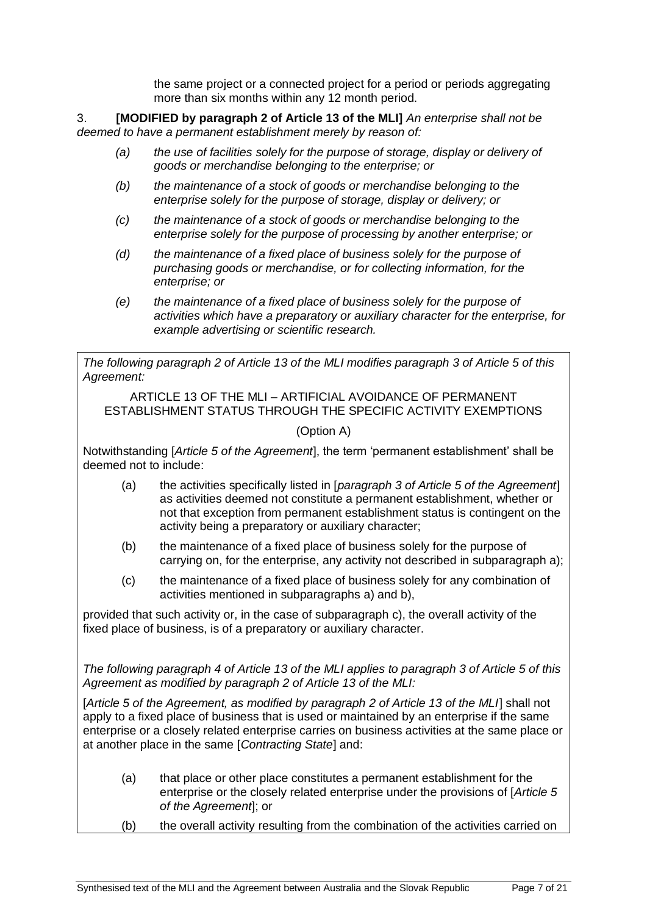the same project or a connected project for a period or periods aggregating more than six months within any 12 month period.

3. **[MODIFIED by paragraph 2 of Article 13 of the MLI]** *An enterprise shall not be deemed to have a permanent establishment merely by reason of:*

> *(a) the use of facilities solely for the purpose of storage, display or delivery of goods or merchandise belonging to the enterprise; or*
>
> *(b) the maintenance of a stock of goods or merchandise belonging to the enterprise solely for the purpose of storage, display or delivery; or*
>
> *(c) the maintenance of a stock of goods or merchandise belonging to the enterprise solely for the purpose of processing by another enterprise; or*
>
> *(d) the maintenance of a fixed place of business solely for the purpose of purchasing goods or merchandise, or for collecting information, for the enterprise; or*
>
> *(e) the maintenance of a fixed place of business solely for the purpose of activities which have a preparatory or auxiliary character for the enterprise, for example advertising or scientific research.*

*The following paragraph 2 of Article 13 of the MLI modifies paragraph 3 of Article 5 of this Agreement:*

ARTICLE 13 OF THE MLI – ARTIFICIAL AVOIDANCE OF PERMANENT ESTABLISHMENT STATUS THROUGH THE SPECIFIC ACTIVITY EXEMPTIONS

(Option A)

Notwithstanding [*Article 5 of the Agreement*], the term 'permanent establishment' shall be deemed not to include:

> (a) the activities specifically listed in [*paragraph 3 of Article 5 of the Agreement*] as activities deemed not constitute a permanent establishment, whether or not that exception from permanent establishment status is contingent on the activity being a preparatory or auxiliary character;
>
> (b) the maintenance of a fixed place of business solely for the purpose of carrying on, for the enterprise, any activity not described in subparagraph a);
>
> (c) the maintenance of a fixed place of business solely for any combination of activities mentioned in subparagraphs a) and b),

provided that such activity or, in the case of subparagraph c), the overall activity of the fixed place of business, is of a preparatory or auxiliary character.

*The following paragraph 4 of Article 13 of the MLI applies to paragraph 3 of Article 5 of this Agreement as modified by paragraph 2 of Article 13 of the MLI:*

[*Article 5 of the Agreement, as modified by paragraph 2 of Article 13 of the MLI*] shall not apply to a fixed place of business that is used or maintained by an enterprise if the same enterprise or a closely related enterprise carries on business activities at the same place or at another place in the same [*Contracting State*] and:

> (a) that place or other place constitutes a permanent establishment for the enterprise or the closely related enterprise under the provisions of [*Article 5 of the Agreement*]; or
>
> (b) the overall activity resulting from the combination of the activities carried on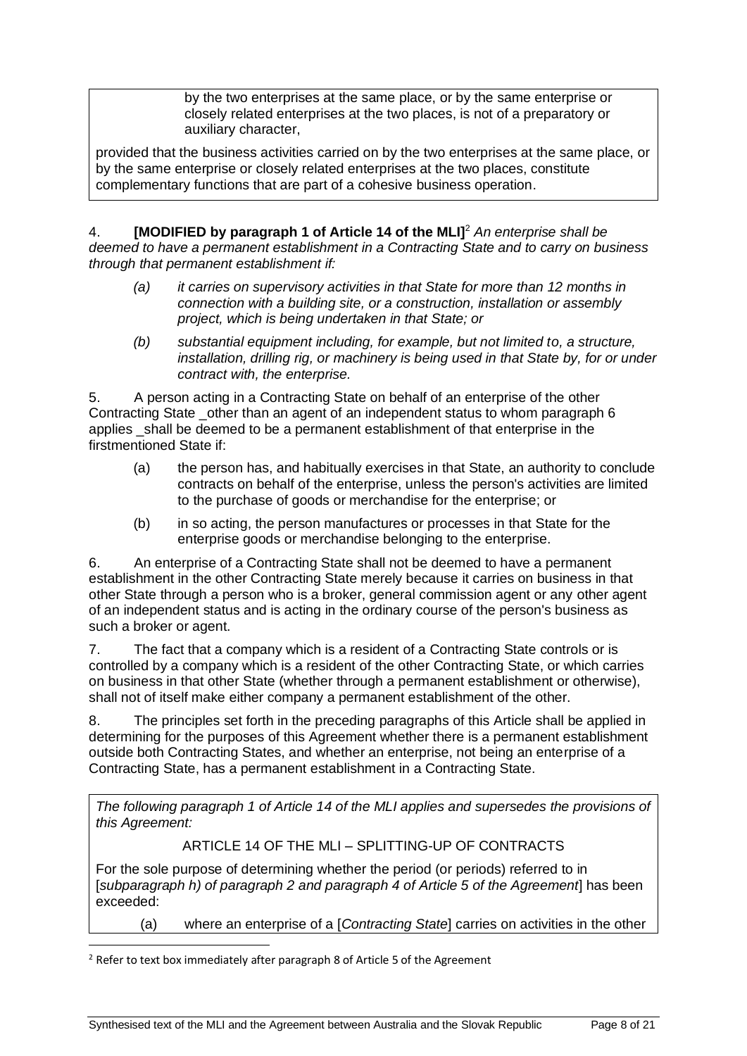by the two enterprises at the same place, or by the same enterprise or closely related enterprises at the two places, is not of a preparatory or auxiliary character,

provided that the business activities carried on by the two enterprises at the same place, or by the same enterprise or closely related enterprises at the two places, constitute complementary functions that are part of a cohesive business operation.

4. **[MODIFIED by paragraph 1 of Article 14 of the MLI]**[2] *An enterprise shall be deemed to have a permanent establishment in a Contracting State and to carry on business through that permanent establishment if:*

- *(a) it carries on supervisory activities in that State for more than 12 months in connection with a building site, or a construction, installation or assembly project, which is being undertaken in that State; or*
- *(b) substantial equipment including, for example, but not limited to, a structure, installation, drilling rig, or machinery is being used in that State by, for or under contract with, the enterprise.*

5. A person acting in a Contracting State on behalf of an enterprise of the other Contracting State _other than an agent of an independent status to whom paragraph 6 applies _shall be deemed to be a permanent establishment of that enterprise in the firstmentioned State if:

- (a) the person has, and habitually exercises in that State, an authority to conclude contracts on behalf of the enterprise, unless the person's activities are limited to the purchase of goods or merchandise for the enterprise; or
- (b) in so acting, the person manufactures or processes in that State for the enterprise goods or merchandise belonging to the enterprise.

6. An enterprise of a Contracting State shall not be deemed to have a permanent establishment in the other Contracting State merely because it carries on business in that other State through a person who is a broker, general commission agent or any other agent of an independent status and is acting in the ordinary course of the person's business as such a broker or agent.

7. The fact that a company which is a resident of a Contracting State controls or is controlled by a company which is a resident of the other Contracting State, or which carries on business in that other State (whether through a permanent establishment or otherwise), shall not of itself make either company a permanent establishment of the other.

8. The principles set forth in the preceding paragraphs of this Article shall be applied in determining for the purposes of this Agreement whether there is a permanent establishment outside both Contracting States, and whether an enterprise, not being an enterprise of a Contracting State, has a permanent establishment in a Contracting State.

*The following paragraph 1 of Article 14 of the MLI applies and supersedes the provisions of this Agreement:*

ARTICLE 14 OF THE MLI – SPLITTING-UP OF CONTRACTS

For the sole purpose of determining whether the period (or periods) referred to in [*subparagraph h) of paragraph 2 and paragraph 4 of Article 5 of the Agreement*] has been exceeded:

(a) where an enterprise of a [*Contracting State*] carries on activities in the other

[2] Refer to text box immediately after paragraph 8 of Article 5 of the Agreement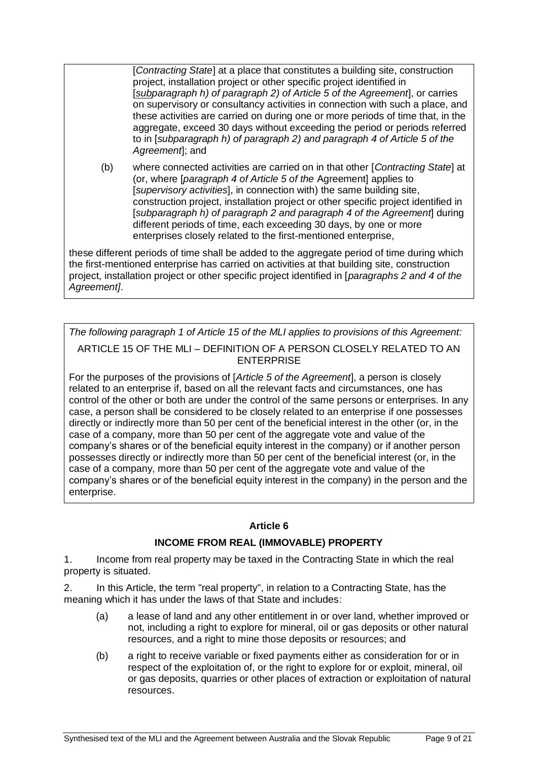[*Contracting State*] at a place that constitutes a building site, construction project, installation project or other specific project identified in [*subparagraph h) of paragraph 2) of Article 5 of the Agreement*], or carries on supervisory or consultancy activities in connection with such a place, and these activities are carried on during one or more periods of time that, in the aggregate, exceed 30 days without exceeding the period or periods referred to in [*subparagraph h) of paragraph 2) and paragraph 4 of Article 5 of the Agreement*]; and

(b) where connected activities are carried on in that other [*Contracting State*] at (or, where [*paragraph 4 of Article 5 of the* Agreement] applies to [*supervisory activities*], in connection with) the same building site, construction project, installation project or other specific project identified in [*subparagraph h) of paragraph 2 and paragraph 4 of the Agreement*] during different periods of time, each exceeding 30 days, by one or more enterprises closely related to the first-mentioned enterprise,

these different periods of time shall be added to the aggregate period of time during which the first-mentioned enterprise has carried on activities at that building site, construction project, installation project or other specific project identified in [*paragraphs 2 and 4 of the Agreement]*.

*The following paragraph 1 of Article 15 of the MLI applies to provisions of this Agreement:*

ARTICLE 15 OF THE MLI – DEFINITION OF A PERSON CLOSELY RELATED TO AN ENTERPRISE

For the purposes of the provisions of [*Article 5 of the Agreement*], a person is closely related to an enterprise if, based on all the relevant facts and circumstances, one has control of the other or both are under the control of the same persons or enterprises. In any case, a person shall be considered to be closely related to an enterprise if one possesses directly or indirectly more than 50 per cent of the beneficial interest in the other (or, in the case of a company, more than 50 per cent of the aggregate vote and value of the company's shares or of the beneficial equity interest in the company) or if another person possesses directly or indirectly more than 50 per cent of the beneficial interest (or, in the case of a company, more than 50 per cent of the aggregate vote and value of the company's shares or of the beneficial equity interest in the company) in the person and the enterprise.

## Article 6

## INCOME FROM REAL (IMMOVABLE) PROPERTY

1. Income from real property may be taxed in the Contracting State in which the real property is situated.

2. In this Article, the term "real property", in relation to a Contracting State, has the meaning which it has under the laws of that State and includes:

(a) a lease of land and any other entitlement in or over land, whether improved or not, including a right to explore for mineral, oil or gas deposits or other natural resources, and a right to mine those deposits or resources; and

(b) a right to receive variable or fixed payments either as consideration for or in respect of the exploitation of, or the right to explore for or exploit, mineral, oil or gas deposits, quarries or other places of extraction or exploitation of natural resources.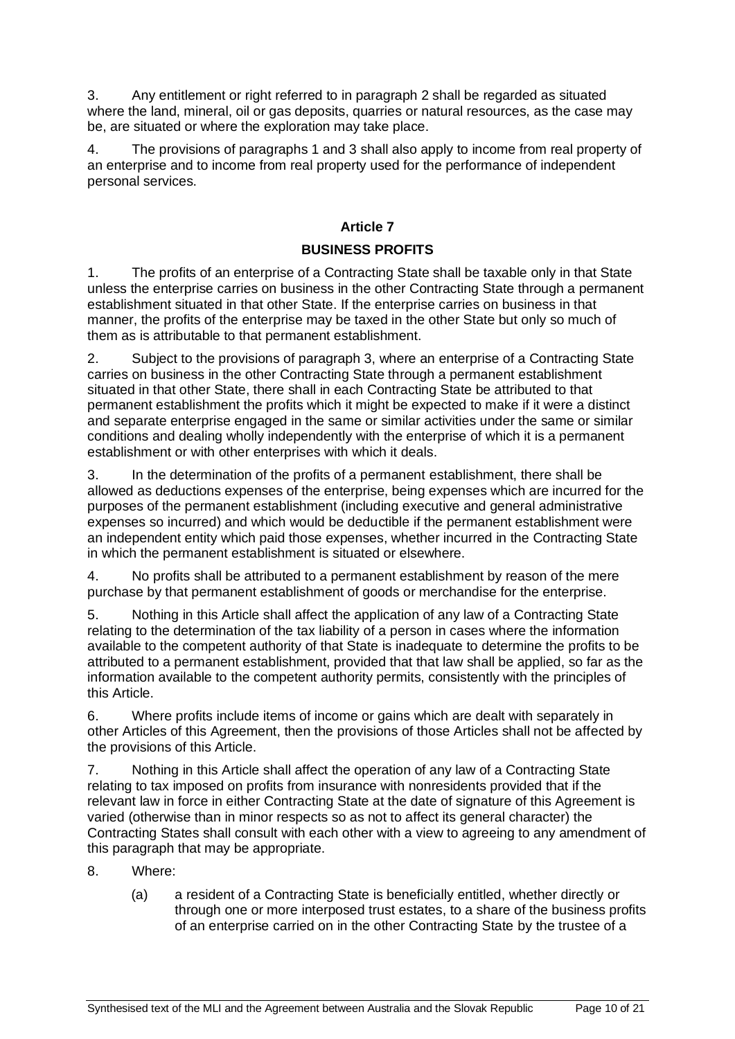3. Any entitlement or right referred to in paragraph 2 shall be regarded as situated where the land, mineral, oil or gas deposits, quarries or natural resources, as the case may be, are situated or where the exploration may take place.

4. The provisions of paragraphs 1 and 3 shall also apply to income from real property of an enterprise and to income from real property used for the performance of independent personal services.

## Article 7

## BUSINESS PROFITS

1. The profits of an enterprise of a Contracting State shall be taxable only in that State unless the enterprise carries on business in the other Contracting State through a permanent establishment situated in that other State. If the enterprise carries on business in that manner, the profits of the enterprise may be taxed in the other State but only so much of them as is attributable to that permanent establishment.

2. Subject to the provisions of paragraph 3, where an enterprise of a Contracting State carries on business in the other Contracting State through a permanent establishment situated in that other State, there shall in each Contracting State be attributed to that permanent establishment the profits which it might be expected to make if it were a distinct and separate enterprise engaged in the same or similar activities under the same or similar conditions and dealing wholly independently with the enterprise of which it is a permanent establishment or with other enterprises with which it deals.

3. In the determination of the profits of a permanent establishment, there shall be allowed as deductions expenses of the enterprise, being expenses which are incurred for the purposes of the permanent establishment (including executive and general administrative expenses so incurred) and which would be deductible if the permanent establishment were an independent entity which paid those expenses, whether incurred in the Contracting State in which the permanent establishment is situated or elsewhere.

4. No profits shall be attributed to a permanent establishment by reason of the mere purchase by that permanent establishment of goods or merchandise for the enterprise.

5. Nothing in this Article shall affect the application of any law of a Contracting State relating to the determination of the tax liability of a person in cases where the information available to the competent authority of that State is inadequate to determine the profits to be attributed to a permanent establishment, provided that that law shall be applied, so far as the information available to the competent authority permits, consistently with the principles of this Article.

6. Where profits include items of income or gains which are dealt with separately in other Articles of this Agreement, then the provisions of those Articles shall not be affected by the provisions of this Article.

7. Nothing in this Article shall affect the operation of any law of a Contracting State relating to tax imposed on profits from insurance with nonresidents provided that if the relevant law in force in either Contracting State at the date of signature of this Agreement is varied (otherwise than in minor respects so as not to affect its general character) the Contracting States shall consult with each other with a view to agreeing to any amendment of this paragraph that may be appropriate.

8. Where:

   (a) a resident of a Contracting State is beneficially entitled, whether directly or through one or more interposed trust estates, to a share of the business profits of an enterprise carried on in the other Contracting State by the trustee of a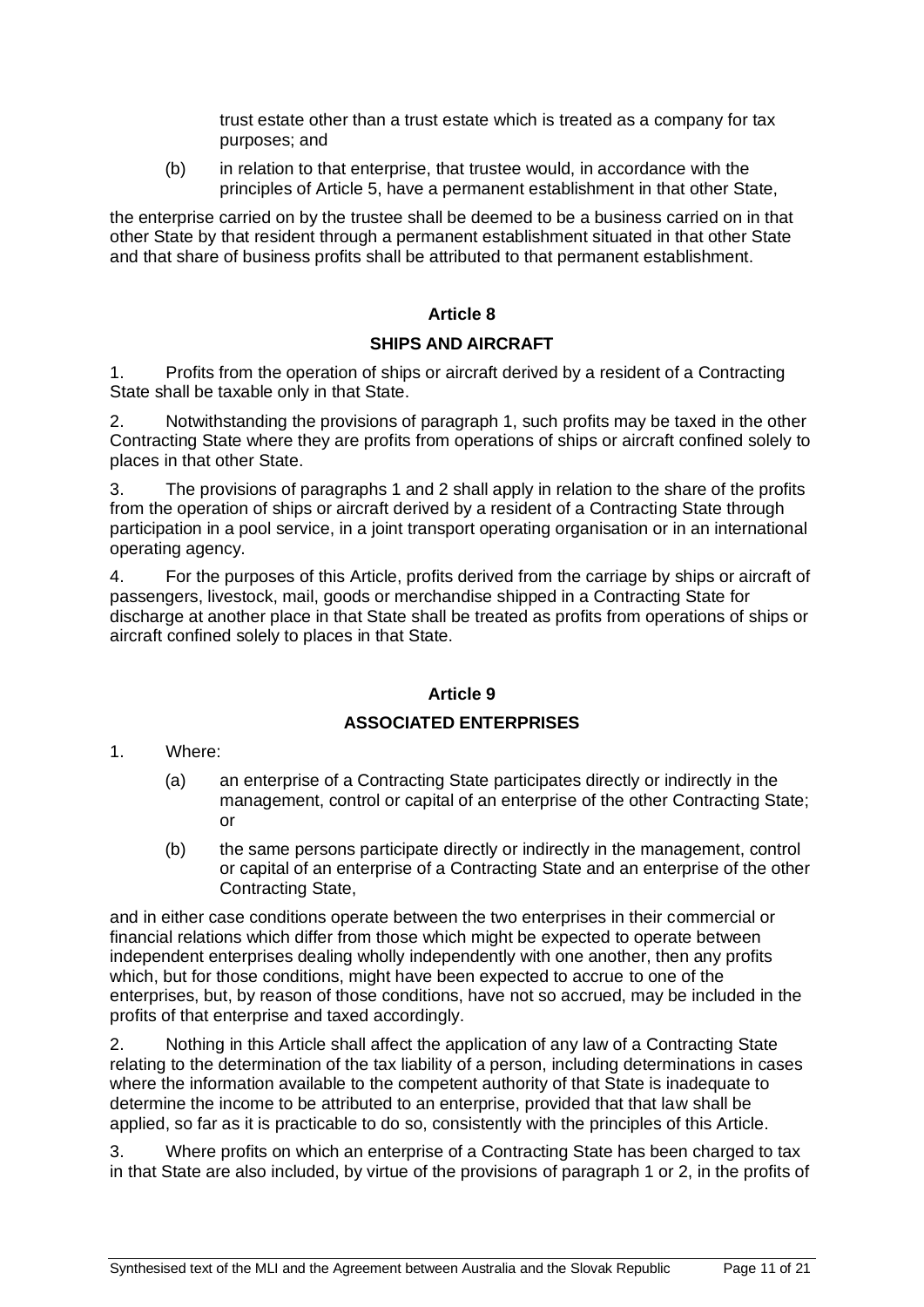trust estate other than a trust estate which is treated as a company for tax purposes; and

(b) in relation to that enterprise, that trustee would, in accordance with the principles of Article 5, have a permanent establishment in that other State,

the enterprise carried on by the trustee shall be deemed to be a business carried on in that other State by that resident through a permanent establishment situated in that other State and that share of business profits shall be attributed to that permanent establishment.

## Article 8

## SHIPS AND AIRCRAFT

1. Profits from the operation of ships or aircraft derived by a resident of a Contracting State shall be taxable only in that State.

2. Notwithstanding the provisions of paragraph 1, such profits may be taxed in the other Contracting State where they are profits from operations of ships or aircraft confined solely to places in that other State.

3. The provisions of paragraphs 1 and 2 shall apply in relation to the share of the profits from the operation of ships or aircraft derived by a resident of a Contracting State through participation in a pool service, in a joint transport operating organisation or in an international operating agency.

4. For the purposes of this Article, profits derived from the carriage by ships or aircraft of passengers, livestock, mail, goods or merchandise shipped in a Contracting State for discharge at another place in that State shall be treated as profits from operations of ships or aircraft confined solely to places in that State.

## Article 9

## ASSOCIATED ENTERPRISES

1. Where:

(a) an enterprise of a Contracting State participates directly or indirectly in the management, control or capital of an enterprise of the other Contracting State; or

(b) the same persons participate directly or indirectly in the management, control or capital of an enterprise of a Contracting State and an enterprise of the other Contracting State,

and in either case conditions operate between the two enterprises in their commercial or financial relations which differ from those which might be expected to operate between independent enterprises dealing wholly independently with one another, then any profits which, but for those conditions, might have been expected to accrue to one of the enterprises, but, by reason of those conditions, have not so accrued, may be included in the profits of that enterprise and taxed accordingly.

2. Nothing in this Article shall affect the application of any law of a Contracting State relating to the determination of the tax liability of a person, including determinations in cases where the information available to the competent authority of that State is inadequate to determine the income to be attributed to an enterprise, provided that that law shall be applied, so far as it is practicable to do so, consistently with the principles of this Article.

3. Where profits on which an enterprise of a Contracting State has been charged to tax in that State are also included, by virtue of the provisions of paragraph 1 or 2, in the profits of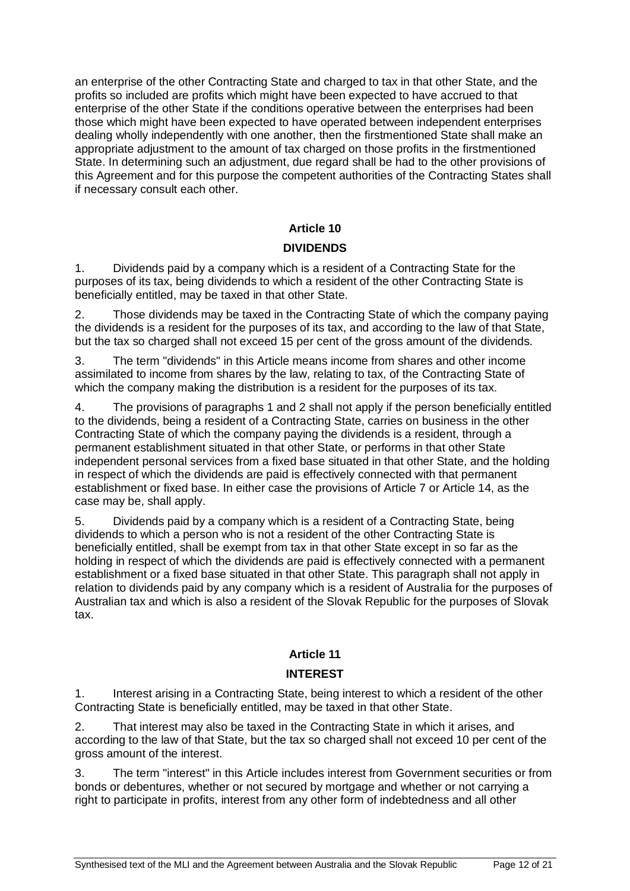an enterprise of the other Contracting State and charged to tax in that other State, and the profits so included are profits which might have been expected to have accrued to that enterprise of the other State if the conditions operative between the enterprises had been those which might have been expected to have operated between independent enterprises dealing wholly independently with one another, then the firstmentioned State shall make an appropriate adjustment to the amount of tax charged on those profits in the firstmentioned State. In determining such an adjustment, due regard shall be had to the other provisions of this Agreement and for this purpose the competent authorities of the Contracting States shall if necessary consult each other.

## Article 10

### DIVIDENDS

1. Dividends paid by a company which is a resident of a Contracting State for the purposes of its tax, being dividends to which a resident of the other Contracting State is beneficially entitled, may be taxed in that other State.

2. Those dividends may be taxed in the Contracting State of which the company paying the dividends is a resident for the purposes of its tax, and according to the law of that State, but the tax so charged shall not exceed 15 per cent of the gross amount of the dividends.

3. The term "dividends" in this Article means income from shares and other income assimilated to income from shares by the law, relating to tax, of the Contracting State of which the company making the distribution is a resident for the purposes of its tax.

4. The provisions of paragraphs 1 and 2 shall not apply if the person beneficially entitled to the dividends, being a resident of a Contracting State, carries on business in the other Contracting State of which the company paying the dividends is a resident, through a permanent establishment situated in that other State, or performs in that other State independent personal services from a fixed base situated in that other State, and the holding in respect of which the dividends are paid is effectively connected with that permanent establishment or fixed base. In either case the provisions of Article 7 or Article 14, as the case may be, shall apply.

5. Dividends paid by a company which is a resident of a Contracting State, being dividends to which a person who is not a resident of the other Contracting State is beneficially entitled, shall be exempt from tax in that other State except in so far as the holding in respect of which the dividends are paid is effectively connected with a permanent establishment or a fixed base situated in that other State. This paragraph shall not apply in relation to dividends paid by any company which is a resident of Australia for the purposes of Australian tax and which is also a resident of the Slovak Republic for the purposes of Slovak tax.

## Article 11

### INTEREST

1. Interest arising in a Contracting State, being interest to which a resident of the other Contracting State is beneficially entitled, may be taxed in that other State.

2. That interest may also be taxed in the Contracting State in which it arises, and according to the law of that State, but the tax so charged shall not exceed 10 per cent of the gross amount of the interest.

3. The term "interest" in this Article includes interest from Government securities or from bonds or debentures, whether or not secured by mortgage and whether or not carrying a right to participate in profits, interest from any other form of indebtedness and all other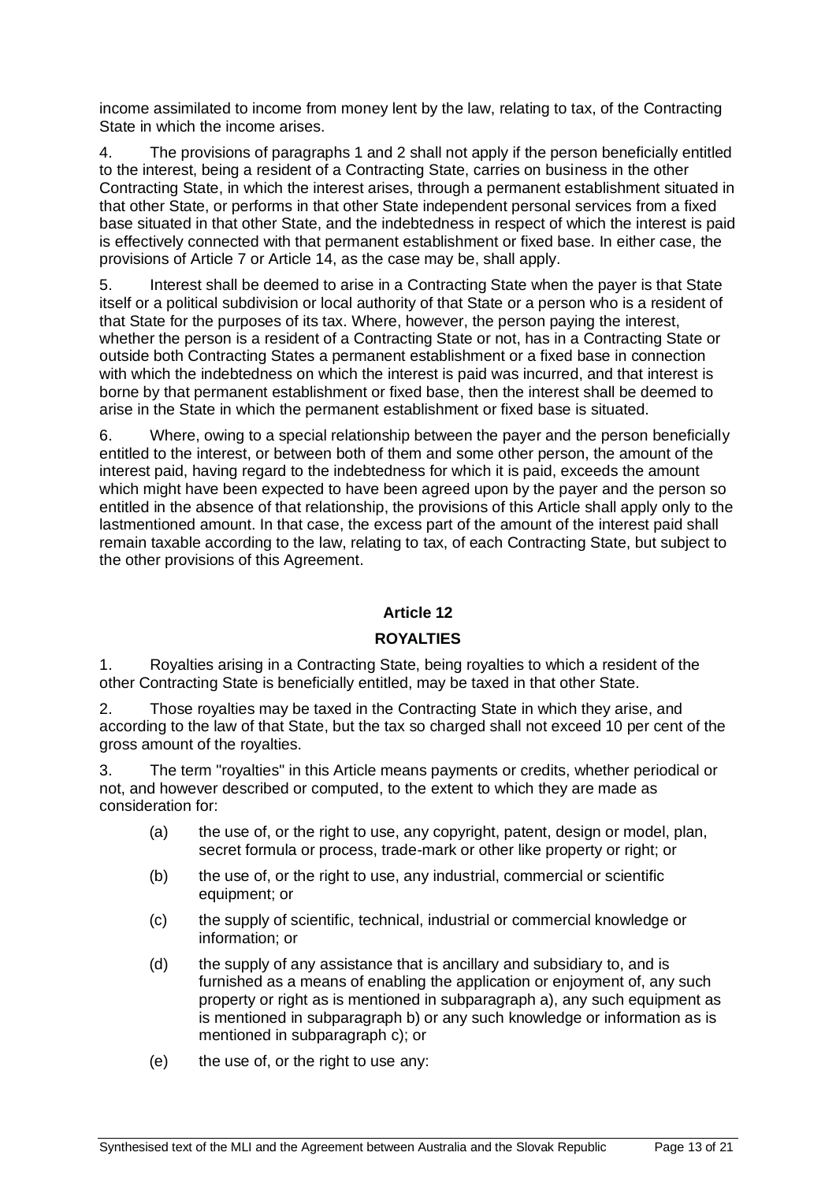income assimilated to income from money lent by the law, relating to tax, of the Contracting State in which the income arises.

4. The provisions of paragraphs 1 and 2 shall not apply if the person beneficially entitled to the interest, being a resident of a Contracting State, carries on business in the other Contracting State, in which the interest arises, through a permanent establishment situated in that other State, or performs in that other State independent personal services from a fixed base situated in that other State, and the indebtedness in respect of which the interest is paid is effectively connected with that permanent establishment or fixed base. In either case, the provisions of Article 7 or Article 14, as the case may be, shall apply.

5. Interest shall be deemed to arise in a Contracting State when the payer is that State itself or a political subdivision or local authority of that State or a person who is a resident of that State for the purposes of its tax. Where, however, the person paying the interest, whether the person is a resident of a Contracting State or not, has in a Contracting State or outside both Contracting States a permanent establishment or a fixed base in connection with which the indebtedness on which the interest is paid was incurred, and that interest is borne by that permanent establishment or fixed base, then the interest shall be deemed to arise in the State in which the permanent establishment or fixed base is situated.

6. Where, owing to a special relationship between the payer and the person beneficially entitled to the interest, or between both of them and some other person, the amount of the interest paid, having regard to the indebtedness for which it is paid, exceeds the amount which might have been expected to have been agreed upon by the payer and the person so entitled in the absence of that relationship, the provisions of this Article shall apply only to the lastmentioned amount. In that case, the excess part of the amount of the interest paid shall remain taxable according to the law, relating to tax, of each Contracting State, but subject to the other provisions of this Agreement.

## Article 12

## ROYALTIES

1. Royalties arising in a Contracting State, being royalties to which a resident of the other Contracting State is beneficially entitled, may be taxed in that other State.

2. Those royalties may be taxed in the Contracting State in which they arise, and according to the law of that State, but the tax so charged shall not exceed 10 per cent of the gross amount of the royalties.

3. The term "royalties" in this Article means payments or credits, whether periodical or not, and however described or computed, to the extent to which they are made as consideration for:

(a) the use of, or the right to use, any copyright, patent, design or model, plan, secret formula or process, trade-mark or other like property or right; or

(b) the use of, or the right to use, any industrial, commercial or scientific equipment; or

(c) the supply of scientific, technical, industrial or commercial knowledge or information; or

(d) the supply of any assistance that is ancillary and subsidiary to, and is furnished as a means of enabling the application or enjoyment of, any such property or right as is mentioned in subparagraph a), any such equipment as is mentioned in subparagraph b) or any such knowledge or information as is mentioned in subparagraph c); or

(e) the use of, or the right to use any: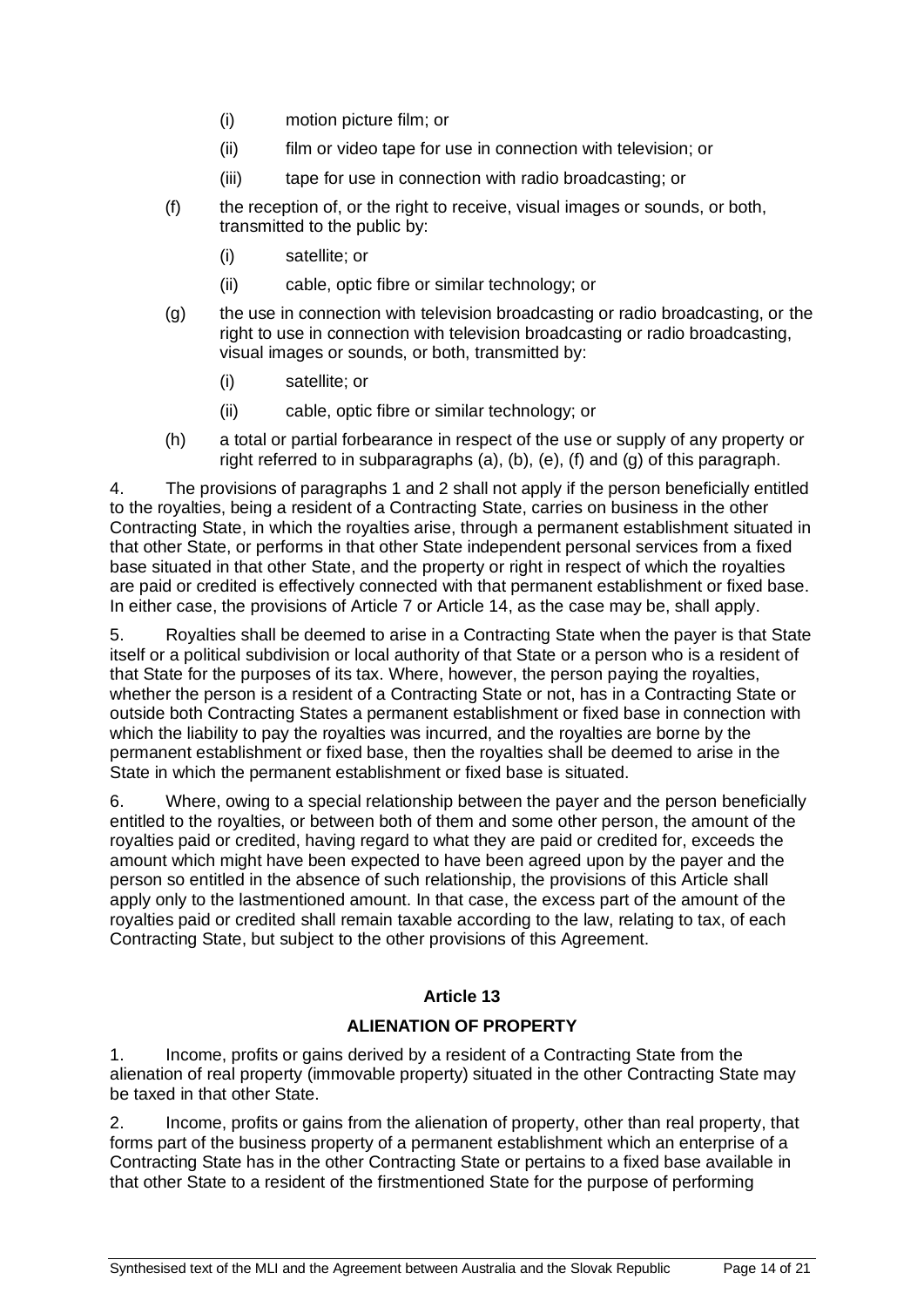(i) motion picture film; or

(ii) film or video tape for use in connection with television; or

(iii) tape for use in connection with radio broadcasting; or

(f) the reception of, or the right to receive, visual images or sounds, or both, transmitted to the public by:

(i) satellite; or

(ii) cable, optic fibre or similar technology; or

(g) the use in connection with television broadcasting or radio broadcasting, or the right to use in connection with television broadcasting or radio broadcasting, visual images or sounds, or both, transmitted by:

(i) satellite; or

(ii) cable, optic fibre or similar technology; or

(h) a total or partial forbearance in respect of the use or supply of any property or right referred to in subparagraphs (a), (b), (e), (f) and (g) of this paragraph.

4. The provisions of paragraphs 1 and 2 shall not apply if the person beneficially entitled to the royalties, being a resident of a Contracting State, carries on business in the other Contracting State, in which the royalties arise, through a permanent establishment situated in that other State, or performs in that other State independent personal services from a fixed base situated in that other State, and the property or right in respect of which the royalties are paid or credited is effectively connected with that permanent establishment or fixed base. In either case, the provisions of Article 7 or Article 14, as the case may be, shall apply.

5. Royalties shall be deemed to arise in a Contracting State when the payer is that State itself or a political subdivision or local authority of that State or a person who is a resident of that State for the purposes of its tax. Where, however, the person paying the royalties, whether the person is a resident of a Contracting State or not, has in a Contracting State or outside both Contracting States a permanent establishment or fixed base in connection with which the liability to pay the royalties was incurred, and the royalties are borne by the permanent establishment or fixed base, then the royalties shall be deemed to arise in the State in which the permanent establishment or fixed base is situated.

6. Where, owing to a special relationship between the payer and the person beneficially entitled to the royalties, or between both of them and some other person, the amount of the royalties paid or credited, having regard to what they are paid or credited for, exceeds the amount which might have been expected to have been agreed upon by the payer and the person so entitled in the absence of such relationship, the provisions of this Article shall apply only to the lastmentioned amount. In that case, the excess part of the amount of the royalties paid or credited shall remain taxable according to the law, relating to tax, of each Contracting State, but subject to the other provisions of this Agreement.

## Article 13

## ALIENATION OF PROPERTY

1. Income, profits or gains derived by a resident of a Contracting State from the alienation of real property (immovable property) situated in the other Contracting State may be taxed in that other State.

2. Income, profits or gains from the alienation of property, other than real property, that forms part of the business property of a permanent establishment which an enterprise of a Contracting State has in the other Contracting State or pertains to a fixed base available in that other State to a resident of the firstmentioned State for the purpose of performing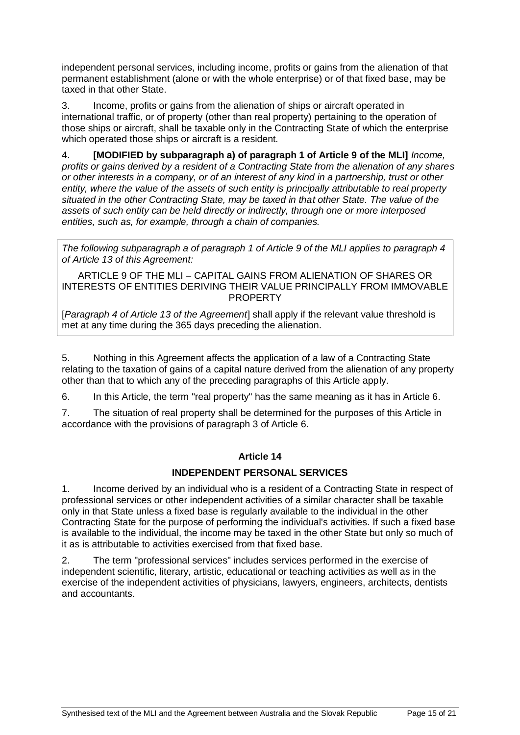independent personal services, including income, profits or gains from the alienation of that permanent establishment (alone or with the whole enterprise) or of that fixed base, may be taxed in that other State.

3. Income, profits or gains from the alienation of ships or aircraft operated in international traffic, or of property (other than real property) pertaining to the operation of those ships or aircraft, shall be taxable only in the Contracting State of which the enterprise which operated those ships or aircraft is a resident.

4. **[MODIFIED by subparagraph a) of paragraph 1 of Article 9 of the MLI]** *Income, profits or gains derived by a resident of a Contracting State from the alienation of any shares or other interests in a company, or of an interest of any kind in a partnership, trust or other entity, where the value of the assets of such entity is principally attributable to real property situated in the other Contracting State, may be taxed in that other State. The value of the assets of such entity can be held directly or indirectly, through one or more interposed entities, such as, for example, through a chain of companies.*

> *The following subparagraph a of paragraph 1 of Article 9 of the MLI applies to paragraph 4 of Article 13 of this Agreement:*
>
> ARTICLE 9 OF THE MLI – CAPITAL GAINS FROM ALIENATION OF SHARES OR INTERESTS OF ENTITIES DERIVING THEIR VALUE PRINCIPALLY FROM IMMOVABLE PROPERTY
>
> [*Paragraph 4 of Article 13 of the Agreement*] shall apply if the relevant value threshold is met at any time during the 365 days preceding the alienation.

5. Nothing in this Agreement affects the application of a law of a Contracting State relating to the taxation of gains of a capital nature derived from the alienation of any property other than that to which any of the preceding paragraphs of this Article apply.

6. In this Article, the term "real property" has the same meaning as it has in Article 6.

7. The situation of real property shall be determined for the purposes of this Article in accordance with the provisions of paragraph 3 of Article 6.

### Article 14

### INDEPENDENT PERSONAL SERVICES

1. Income derived by an individual who is a resident of a Contracting State in respect of professional services or other independent activities of a similar character shall be taxable only in that State unless a fixed base is regularly available to the individual in the other Contracting State for the purpose of performing the individual's activities. If such a fixed base is available to the individual, the income may be taxed in the other State but only so much of it as is attributable to activities exercised from that fixed base.

2. The term "professional services" includes services performed in the exercise of independent scientific, literary, artistic, educational or teaching activities as well as in the exercise of the independent activities of physicians, lawyers, engineers, architects, dentists and accountants.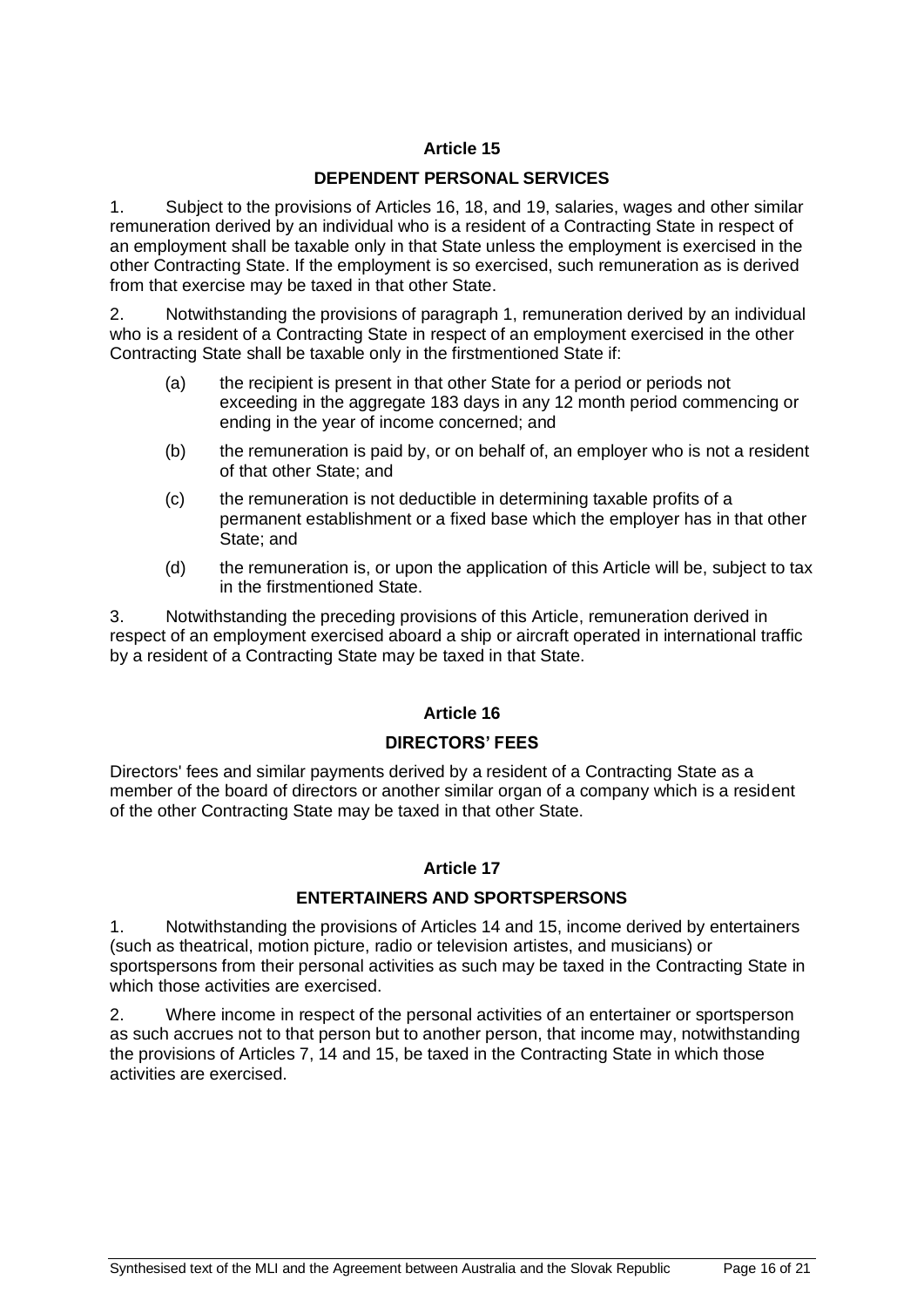## Article 15

### DEPENDENT PERSONAL SERVICES

1. Subject to the provisions of Articles 16, 18, and 19, salaries, wages and other similar remuneration derived by an individual who is a resident of a Contracting State in respect of an employment shall be taxable only in that State unless the employment is exercised in the other Contracting State. If the employment is so exercised, such remuneration as is derived from that exercise may be taxed in that other State.

2. Notwithstanding the provisions of paragraph 1, remuneration derived by an individual who is a resident of a Contracting State in respect of an employment exercised in the other Contracting State shall be taxable only in the firstmentioned State if:

   (a) the recipient is present in that other State for a period or periods not exceeding in the aggregate 183 days in any 12 month period commencing or ending in the year of income concerned; and

   (b) the remuneration is paid by, or on behalf of, an employer who is not a resident of that other State; and

   (c) the remuneration is not deductible in determining taxable profits of a permanent establishment or a fixed base which the employer has in that other State; and

   (d) the remuneration is, or upon the application of this Article will be, subject to tax in the firstmentioned State.

3. Notwithstanding the preceding provisions of this Article, remuneration derived in respect of an employment exercised aboard a ship or aircraft operated in international traffic by a resident of a Contracting State may be taxed in that State.

## Article 16

### DIRECTORS' FEES

Directors' fees and similar payments derived by a resident of a Contracting State as a member of the board of directors or another similar organ of a company which is a resident of the other Contracting State may be taxed in that other State.

## Article 17

### ENTERTAINERS AND SPORTSPERSONS

1. Notwithstanding the provisions of Articles 14 and 15, income derived by entertainers (such as theatrical, motion picture, radio or television artistes, and musicians) or sportspersons from their personal activities as such may be taxed in the Contracting State in which those activities are exercised.

2. Where income in respect of the personal activities of an entertainer or sportsperson as such accrues not to that person but to another person, that income may, notwithstanding the provisions of Articles 7, 14 and 15, be taxed in the Contracting State in which those activities are exercised.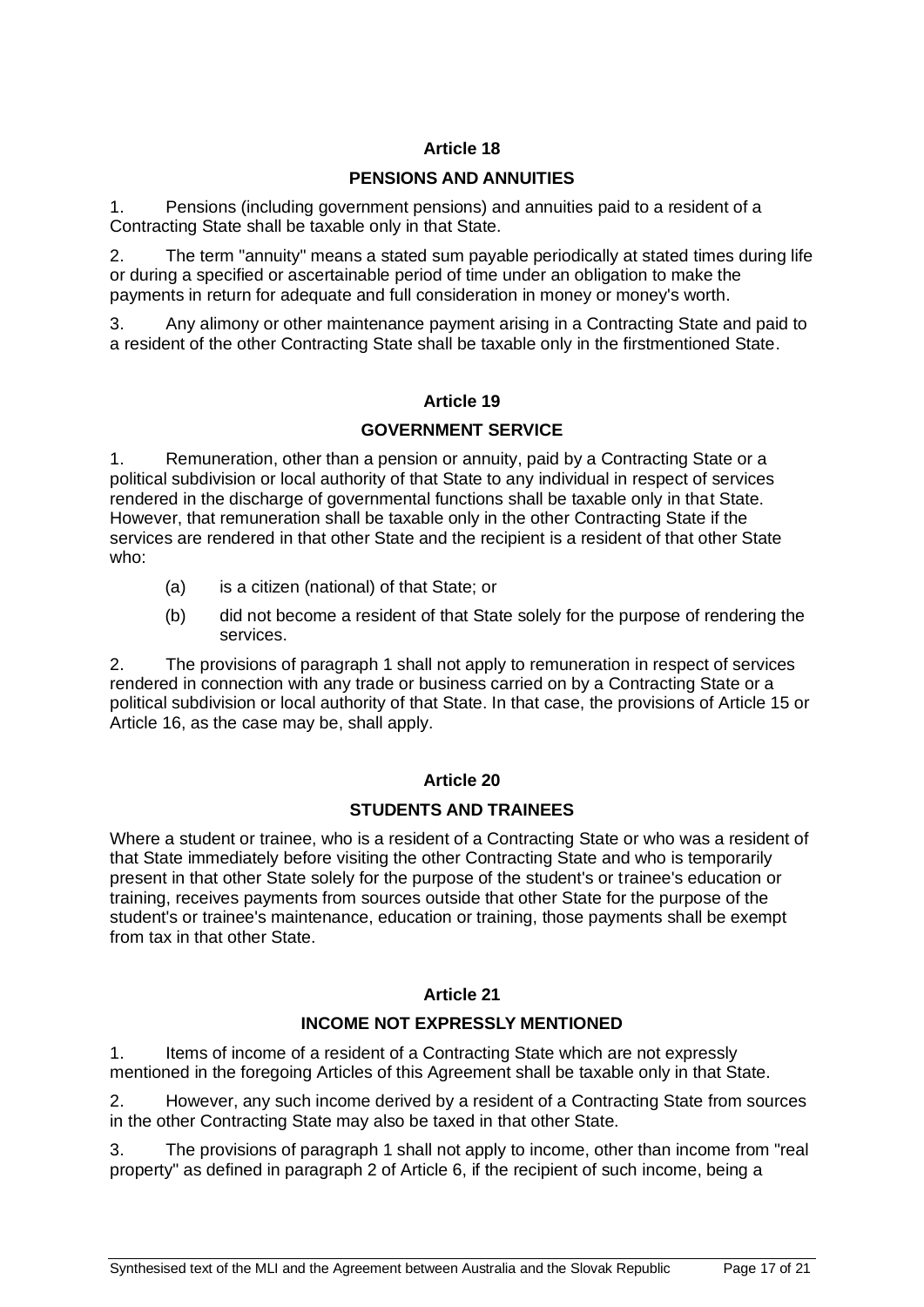## Article 18

### PENSIONS AND ANNUITIES

1. Pensions (including government pensions) and annuities paid to a resident of a Contracting State shall be taxable only in that State.

2. The term "annuity" means a stated sum payable periodically at stated times during life or during a specified or ascertainable period of time under an obligation to make the payments in return for adequate and full consideration in money or money's worth.

3. Any alimony or other maintenance payment arising in a Contracting State and paid to a resident of the other Contracting State shall be taxable only in the firstmentioned State.

## Article 19

### GOVERNMENT SERVICE

1. Remuneration, other than a pension or annuity, paid by a Contracting State or a political subdivision or local authority of that State to any individual in respect of services rendered in the discharge of governmental functions shall be taxable only in that State. However, that remuneration shall be taxable only in the other Contracting State if the services are rendered in that other State and the recipient is a resident of that other State who:

   (a) is a citizen (national) of that State; or

   (b) did not become a resident of that State solely for the purpose of rendering the services.

2. The provisions of paragraph 1 shall not apply to remuneration in respect of services rendered in connection with any trade or business carried on by a Contracting State or a political subdivision or local authority of that State. In that case, the provisions of Article 15 or Article 16, as the case may be, shall apply.

## Article 20

### STUDENTS AND TRAINEES

Where a student or trainee, who is a resident of a Contracting State or who was a resident of that State immediately before visiting the other Contracting State and who is temporarily present in that other State solely for the purpose of the student's or trainee's education or training, receives payments from sources outside that other State for the purpose of the student's or trainee's maintenance, education or training, those payments shall be exempt from tax in that other State.

## Article 21

### INCOME NOT EXPRESSLY MENTIONED

1. Items of income of a resident of a Contracting State which are not expressly mentioned in the foregoing Articles of this Agreement shall be taxable only in that State.

2. However, any such income derived by a resident of a Contracting State from sources in the other Contracting State may also be taxed in that other State.

3. The provisions of paragraph 1 shall not apply to income, other than income from "real property" as defined in paragraph 2 of Article 6, if the recipient of such income, being a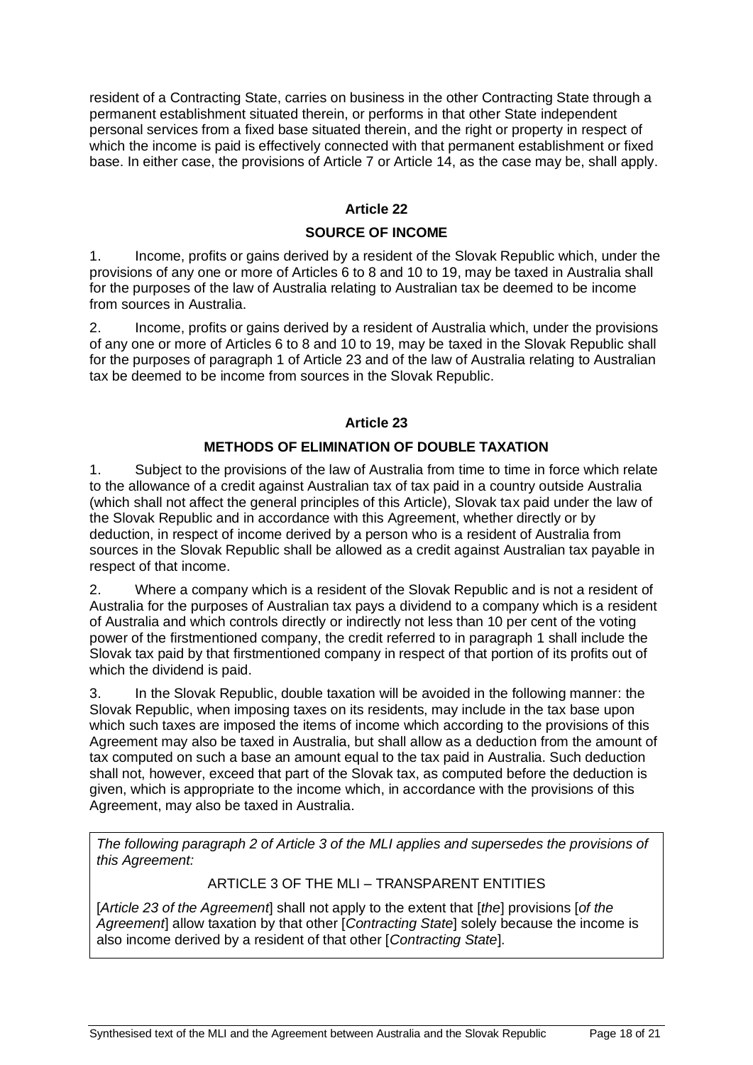resident of a Contracting State, carries on business in the other Contracting State through a permanent establishment situated therein, or performs in that other State independent personal services from a fixed base situated therein, and the right or property in respect of which the income is paid is effectively connected with that permanent establishment or fixed base. In either case, the provisions of Article 7 or Article 14, as the case may be, shall apply.

## Article 22

### SOURCE OF INCOME

1. Income, profits or gains derived by a resident of the Slovak Republic which, under the provisions of any one or more of Articles 6 to 8 and 10 to 19, may be taxed in Australia shall for the purposes of the law of Australia relating to Australian tax be deemed to be income from sources in Australia.

2. Income, profits or gains derived by a resident of Australia which, under the provisions of any one or more of Articles 6 to 8 and 10 to 19, may be taxed in the Slovak Republic shall for the purposes of paragraph 1 of Article 23 and of the law of Australia relating to Australian tax be deemed to be income from sources in the Slovak Republic.

## Article 23

### METHODS OF ELIMINATION OF DOUBLE TAXATION

1. Subject to the provisions of the law of Australia from time to time in force which relate to the allowance of a credit against Australian tax of tax paid in a country outside Australia (which shall not affect the general principles of this Article), Slovak tax paid under the law of the Slovak Republic and in accordance with this Agreement, whether directly or by deduction, in respect of income derived by a person who is a resident of Australia from sources in the Slovak Republic shall be allowed as a credit against Australian tax payable in respect of that income.

2. Where a company which is a resident of the Slovak Republic and is not a resident of Australia for the purposes of Australian tax pays a dividend to a company which is a resident of Australia and which controls directly or indirectly not less than 10 per cent of the voting power of the firstmentioned company, the credit referred to in paragraph 1 shall include the Slovak tax paid by that firstmentioned company in respect of that portion of its profits out of which the dividend is paid.

3. In the Slovak Republic, double taxation will be avoided in the following manner: the Slovak Republic, when imposing taxes on its residents, may include in the tax base upon which such taxes are imposed the items of income which according to the provisions of this Agreement may also be taxed in Australia, but shall allow as a deduction from the amount of tax computed on such a base an amount equal to the tax paid in Australia. Such deduction shall not, however, exceed that part of the Slovak tax, as computed before the deduction is given, which is appropriate to the income which, in accordance with the provisions of this Agreement, may also be taxed in Australia.

*The following paragraph 2 of Article 3 of the MLI applies and supersedes the provisions of this Agreement:*

ARTICLE 3 OF THE MLI – TRANSPARENT ENTITIES

[*Article 23 of the Agreement*] shall not apply to the extent that [*the*] provisions [*of the Agreement*] allow taxation by that other [*Contracting State*] solely because the income is also income derived by a resident of that other [*Contracting State*].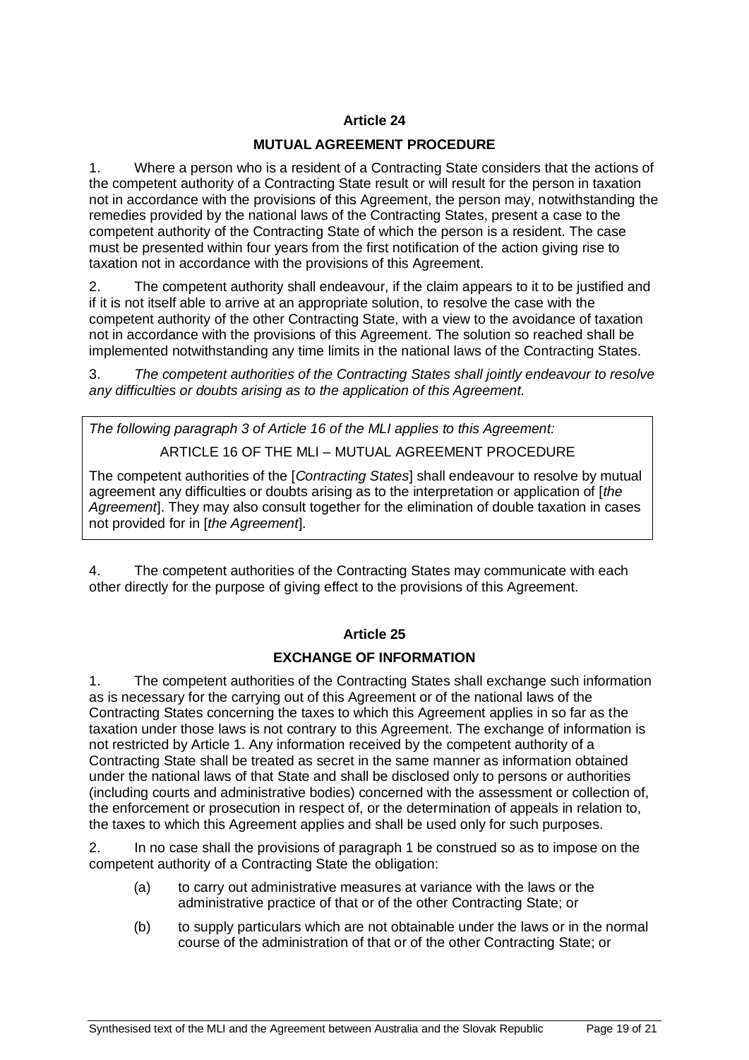### Article 24

### MUTUAL AGREEMENT PROCEDURE

1. Where a person who is a resident of a Contracting State considers that the actions of the competent authority of a Contracting State result or will result for the person in taxation not in accordance with the provisions of this Agreement, the person may, notwithstanding the remedies provided by the national laws of the Contracting States, present a case to the competent authority of the Contracting State of which the person is a resident. The case must be presented within four years from the first notification of the action giving rise to taxation not in accordance with the provisions of this Agreement.

2. The competent authority shall endeavour, if the claim appears to it to be justified and if it is not itself able to arrive at an appropriate solution, to resolve the case with the competent authority of the other Contracting State, with a view to the avoidance of taxation not in accordance with the provisions of this Agreement. The solution so reached shall be implemented notwithstanding any time limits in the national laws of the Contracting States.

3. *The competent authorities of the Contracting States shall jointly endeavour to resolve any difficulties or doubts arising as to the application of this Agreement.*

> *The following paragraph 3 of Article 16 of the MLI applies to this Agreement:*
>
> ARTICLE 16 OF THE MLI – MUTUAL AGREEMENT PROCEDURE
>
> The competent authorities of the [*Contracting States*] shall endeavour to resolve by mutual agreement any difficulties or doubts arising as to the interpretation or application of [*the Agreement*]. They may also consult together for the elimination of double taxation in cases not provided for in [*the Agreement*].

4. The competent authorities of the Contracting States may communicate with each other directly for the purpose of giving effect to the provisions of this Agreement.

### Article 25

### EXCHANGE OF INFORMATION

1. The competent authorities of the Contracting States shall exchange such information as is necessary for the carrying out of this Agreement or of the national laws of the Contracting States concerning the taxes to which this Agreement applies in so far as the taxation under those laws is not contrary to this Agreement. The exchange of information is not restricted by Article 1. Any information received by the competent authority of a Contracting State shall be treated as secret in the same manner as information obtained under the national laws of that State and shall be disclosed only to persons or authorities (including courts and administrative bodies) concerned with the assessment or collection of, the enforcement or prosecution in respect of, or the determination of appeals in relation to, the taxes to which this Agreement applies and shall be used only for such purposes.

2. In no case shall the provisions of paragraph 1 be construed so as to impose on the competent authority of a Contracting State the obligation:

   (a) to carry out administrative measures at variance with the laws or the administrative practice of that or of the other Contracting State; or

   (b) to supply particulars which are not obtainable under the laws or in the normal course of the administration of that or of the other Contracting State; or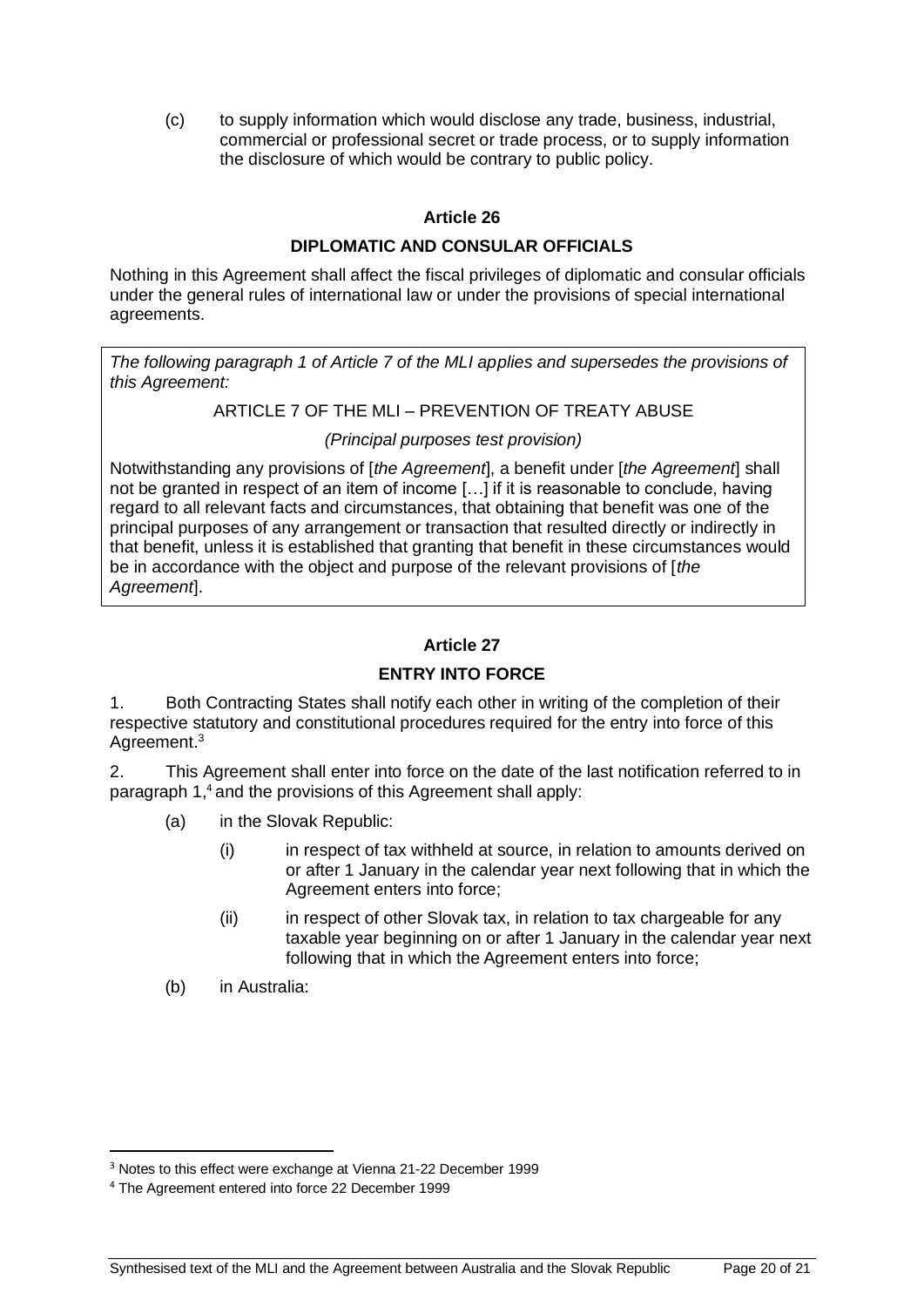(c) to supply information which would disclose any trade, business, industrial, commercial or professional secret or trade process, or to supply information the disclosure of which would be contrary to public policy.

### Article 26

### DIPLOMATIC AND CONSULAR OFFICIALS

Nothing in this Agreement shall affect the fiscal privileges of diplomatic and consular officials under the general rules of international law or under the provisions of special international agreements.

> *The following paragraph 1 of Article 7 of the MLI applies and supersedes the provisions of this Agreement:*
>
> ARTICLE 7 OF THE MLI – PREVENTION OF TREATY ABUSE
>
> *(Principal purposes test provision)*
>
> Notwithstanding any provisions of [*the Agreement*], a benefit under [*the Agreement*] shall not be granted in respect of an item of income […] if it is reasonable to conclude, having regard to all relevant facts and circumstances, that obtaining that benefit was one of the principal purposes of any arrangement or transaction that resulted directly or indirectly in that benefit, unless it is established that granting that benefit in these circumstances would be in accordance with the object and purpose of the relevant provisions of [*the Agreement*].

### Article 27

### ENTRY INTO FORCE

1. Both Contracting States shall notify each other in writing of the completion of their respective statutory and constitutional procedures required for the entry into force of this Agreement.[3]

2. This Agreement shall enter into force on the date of the last notification referred to in paragraph 1,[4] and the provisions of this Agreement shall apply:

   (a) in the Slovak Republic:

      (i) in respect of tax withheld at source, in relation to amounts derived on or after 1 January in the calendar year next following that in which the Agreement enters into force;

      (ii) in respect of other Slovak tax, in relation to tax chargeable for any taxable year beginning on or after 1 January in the calendar year next following that in which the Agreement enters into force;

   (b) in Australia:

---

[3] Notes to this effect were exchange at Vienna 21-22 December 1999

[4] The Agreement entered into force 22 December 1999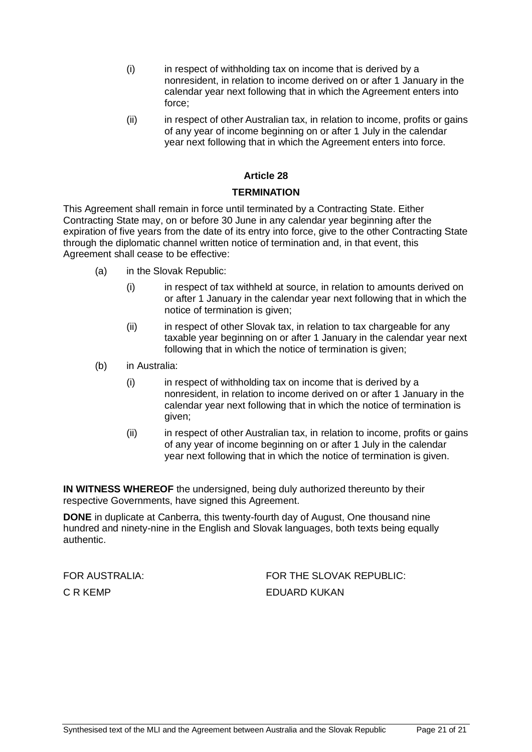(i) in respect of withholding tax on income that is derived by a nonresident, in relation to income derived on or after 1 January in the calendar year next following that in which the Agreement enters into force;

(ii) in respect of other Australian tax, in relation to income, profits or gains of any year of income beginning on or after 1 July in the calendar year next following that in which the Agreement enters into force.

**Article 28**

**TERMINATION**

This Agreement shall remain in force until terminated by a Contracting State. Either Contracting State may, on or before 30 June in any calendar year beginning after the expiration of five years from the date of its entry into force, give to the other Contracting State through the diplomatic channel written notice of termination and, in that event, this Agreement shall cease to be effective:

(a) in the Slovak Republic:

(i) in respect of tax withheld at source, in relation to amounts derived on or after 1 January in the calendar year next following that in which the notice of termination is given;

(ii) in respect of other Slovak tax, in relation to tax chargeable for any taxable year beginning on or after 1 January in the calendar year next following that in which the notice of termination is given;

(b) in Australia:

(i) in respect of withholding tax on income that is derived by a nonresident, in relation to income derived on or after 1 January in the calendar year next following that in which the notice of termination is given;

(ii) in respect of other Australian tax, in relation to income, profits or gains of any year of income beginning on or after 1 July in the calendar year next following that in which the notice of termination is given.

**IN WITNESS WHEREOF** the undersigned, being duly authorized thereunto by their respective Governments, have signed this Agreement.

**DONE** in duplicate at Canberra, this twenty-fourth day of August, One thousand nine hundred and ninety-nine in the English and Slovak languages, both texts being equally authentic.

| | |
|---|---|
| FOR AUSTRALIA: | FOR THE SLOVAK REPUBLIC: |
| C R KEMP | EDUARD KUKAN |